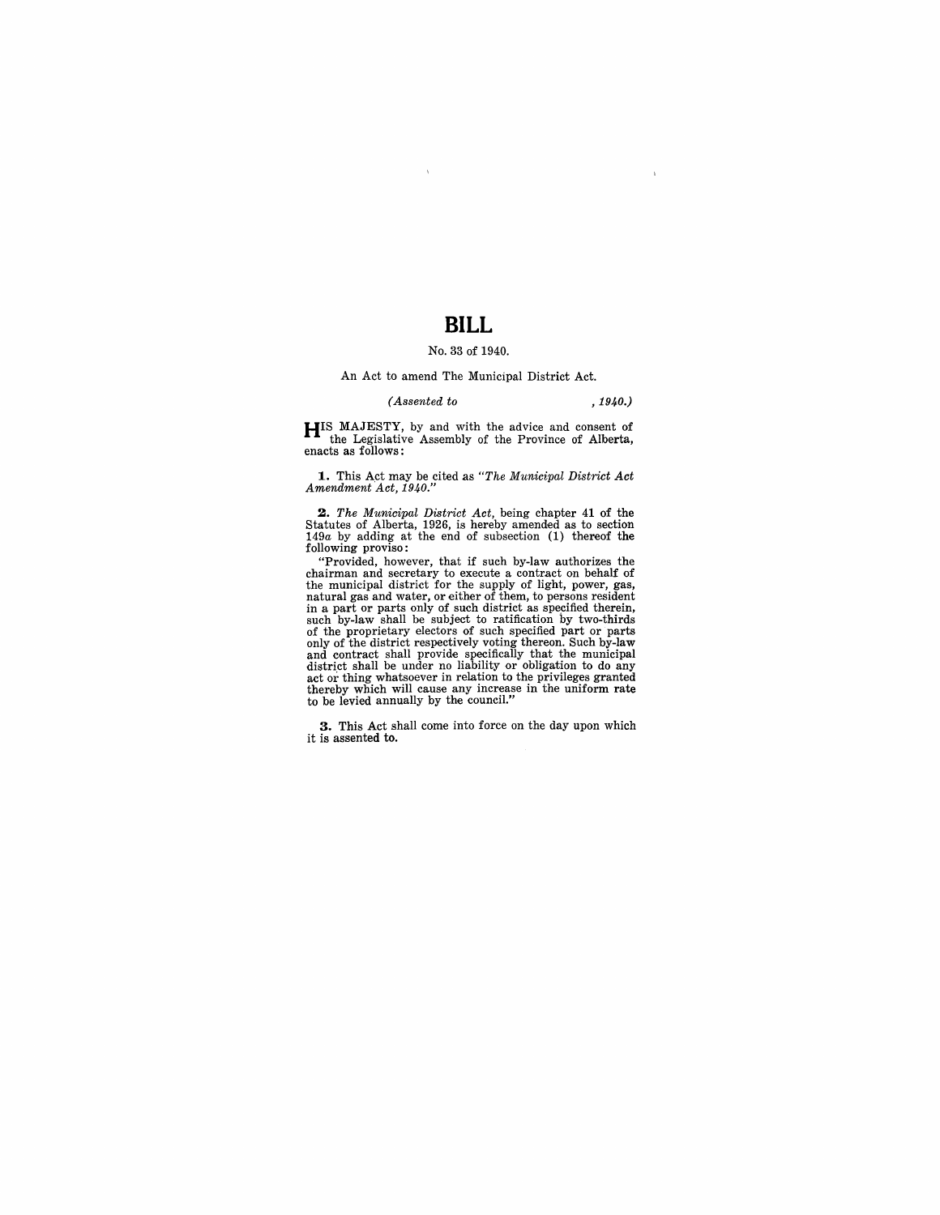# BILL

No. 33 of 1940.

An Act to amend The Municipal District Act.

*(Assented to , 1940.)*

HIS MAJESTY, by and with the advice and consent of the Legislative Assembly of the Province of Alberta, enacts as follows:

**1.** This Act may be cited as *"The Municipal District Act Amendment Act, 1940."*

**2.** *The Municipal District Act*, being chapter 41 of the Statutes of Alberta, 1926, is hereby amended as to section 149*a* by adding at the end of subsection (1) thereof the following proviso:

"Provided, however, that if such by-law authorizes the chairman and secretary to execute a contract on behalf of the municipal district for the supply of light, power, gas, natural gas and water, or either of them, to persons resident in a part or parts only of such district as specified therein, such by-law shall be subject to ratification by two-thirds of the proprietary electors of such specified part or parts only of the district respectively voting thereon. Such by-law and contract shall provide specifically that the municipal district shall be under no liability or obligation to do any act or thing whatsoever in relation to the privileges granted thereby which will cause any increase in the uniform rate to be levied annually by the council."

**3.** This Act shall come into force on the day upon which it is assented to.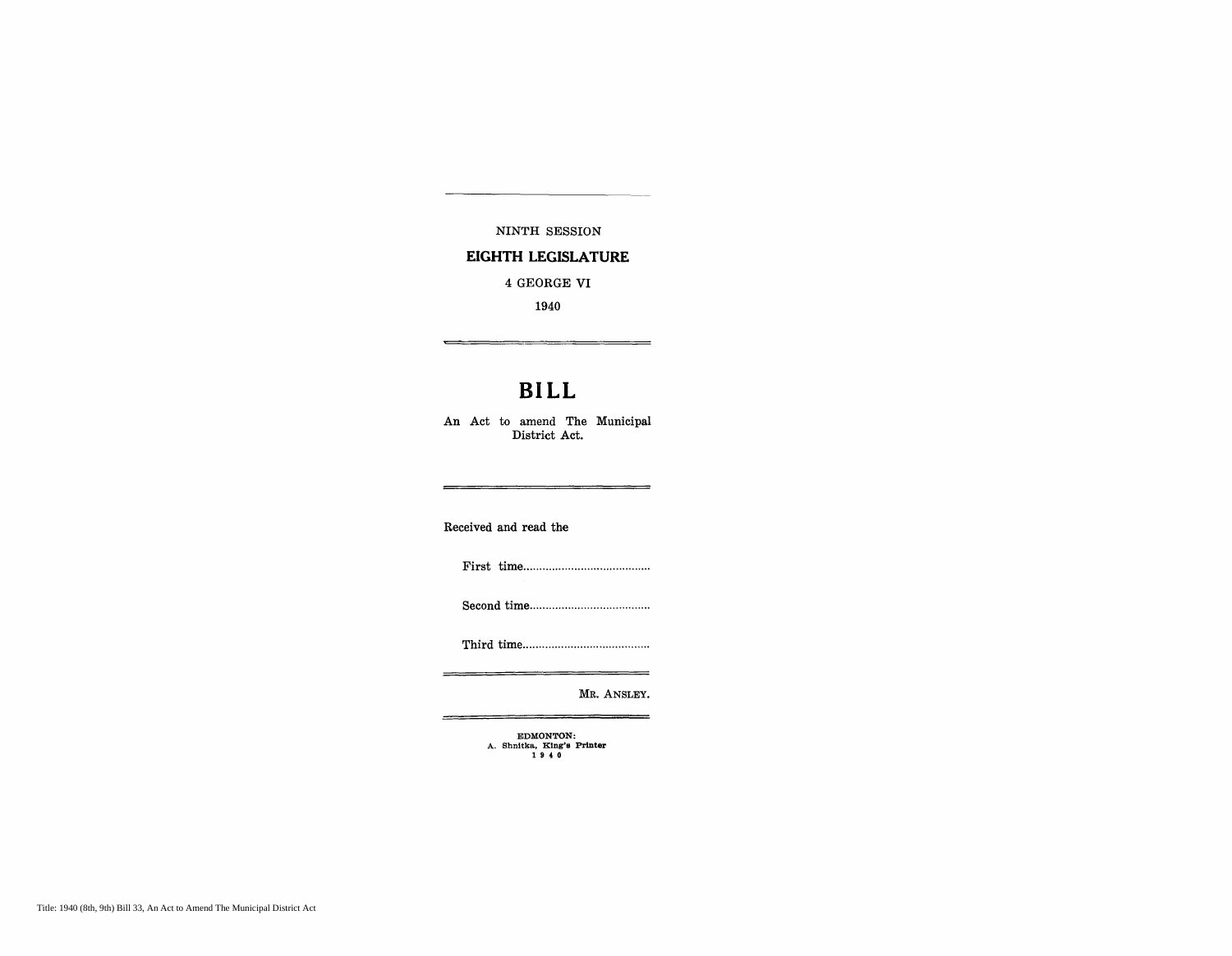NINTH SESSION

**EIGHTH LEGISLATURE**

4 GEORGE VI

1940

# BILL

An Act to amend The Municipal District Act.

Received and read the

First time......................................

Second time......................................

Third time......................................

MR. ANSLEY.

EDMONTON:
A. Shnitka, King's Printer
1940

Title: 1940 (8th, 9th) Bill 33, An Act to Amend The Municipal District Act